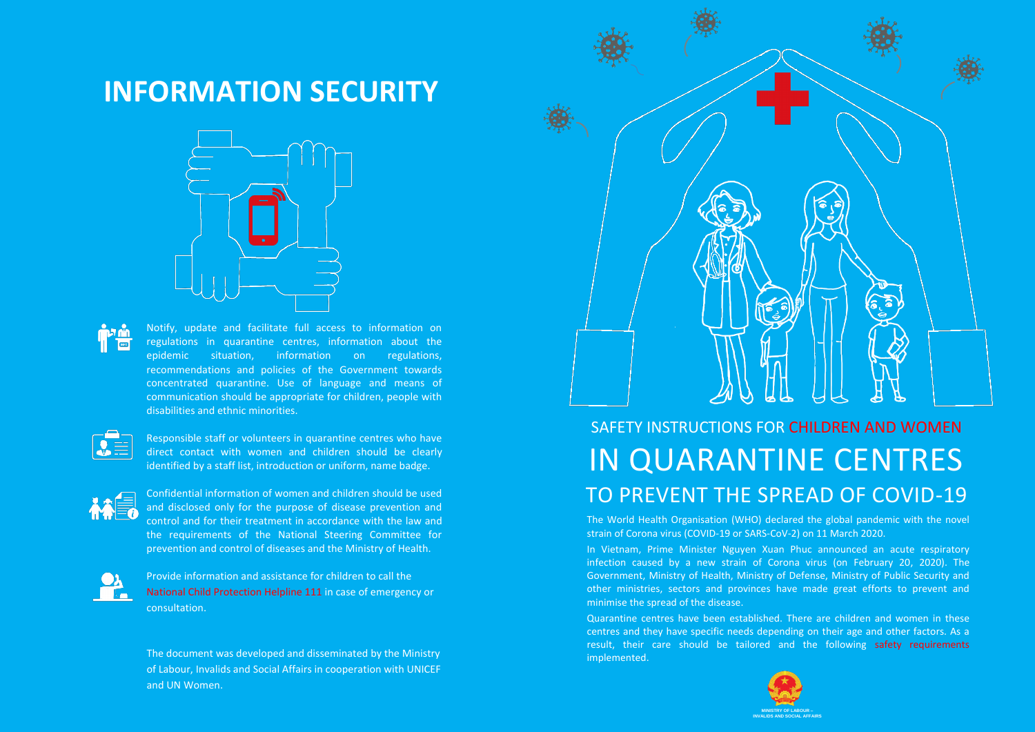# INFORMATION SECURITY

Notify, update and facilitate full access to information on regulations in quarantine centres, information about the epidemic situation, information on regulations, recommendations and policies of the Government towards concentrated quarantine. Use of language and means of communication should be appropriate for children, people with disabilities and ethnic minorities.

Responsible staff or volunteers in quarantine centres who have direct contact with women and children should be clearly identified by a staff list, introduction or uniform, name badge.

Confidential information of women and children should be used and disclosed only for the purpose of disease prevention and control and for their treatment in accordance with the law and the requirements of the National Steering Committee for prevention and control of diseases and the Ministry of Health.

Provide information and assistance for children to call the National Child Protection Helpline 111 in case of emergency or consultation.

The document was developed and disseminated by the Ministry of Labour, Invalids and Social Affairs in cooperation with UNICEF and UN Women.

## SAFETY INSTRUCTIONS FOR CHILDREN AND WOMEN

# IN QUARANTINE CENTRES

## TO PREVENT THE SPREAD OF COVID-19

The World Health Organisation (WHO) declared the global pandemic with the novel strain of Corona virus (COVID-19 or SARS-CoV-2) on 11 March 2020.

In Vietnam, Prime Minister Nguyen Xuan Phuc announced an acute respiratory infection caused by a new strain of Corona virus (on February 20, 2020). The Government, Ministry of Health, Ministry of Defense, Ministry of Public Security and other ministries, sectors and provinces have made great efforts to prevent and minimise the spread of the disease.

Quarantine centres have been established. There are children and women in these centres and they have specific needs depending on their age and other factors. As a result, their care should be tailored and the following safety requirements implemented.

MINISTRY OF LABOUR – INVALIDS AND SOCIAL AFFAIRS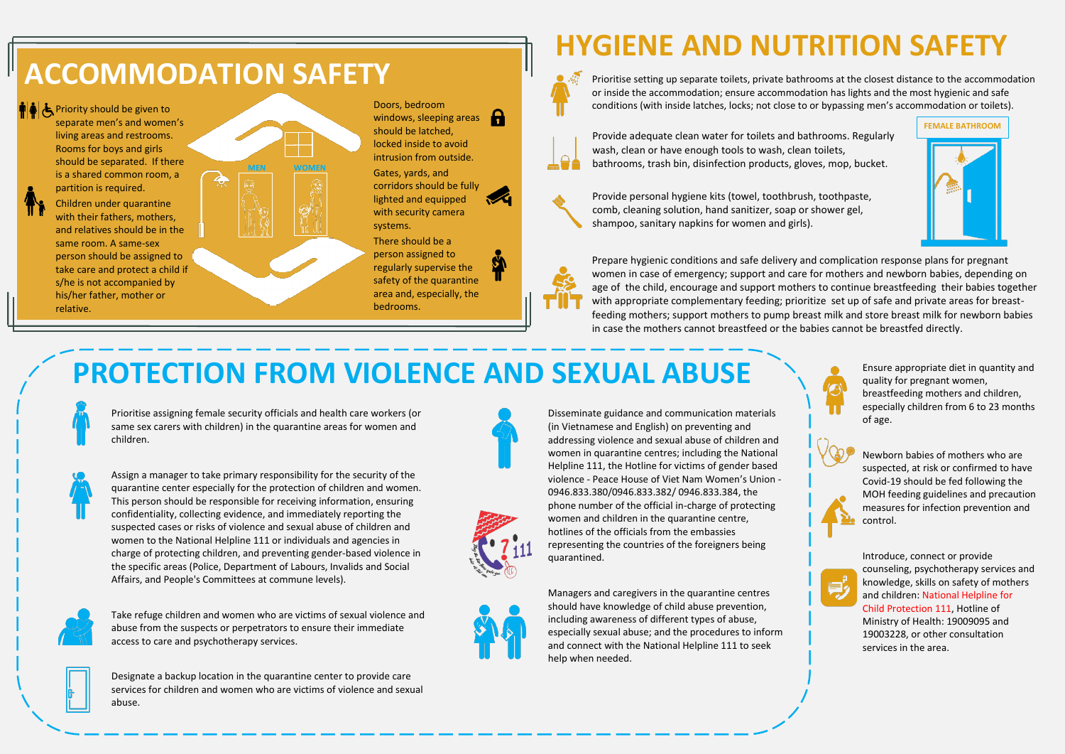# ACCOMMODATION SAFETY

Priority should be given to separate men's and women's living areas and restrooms. Rooms for boys and girls should be separated. If there is a shared common room, a partition is required.

Children under quarantine with their fathers, mothers, and relatives should be in the same room. A same-sex person should be assigned to take care and protect a child if s/he is not accompanied by his/her father, mother or relative.

MEN WOMEN

Doors, bedroom windows, sleeping areas should be latched, locked inside to avoid intrusion from outside.

Gates, yards, and corridors should be fully lighted and equipped with security camera systems.

There should be a person assigned to regularly supervise the safety of the quarantine area and, especially, the bedrooms.

# HYGIENE AND NUTRITION SAFETY

Prioritise setting up separate toilets, private bathrooms at the closest distance to the accommodation or inside the accommodation; ensure accommodation has lights and the most hygienic and safe conditions (with inside latches, locks; not close to or bypassing men's accommodation or toilets).

Provide adequate clean water for toilets and bathrooms. Regularly wash, clean or have enough tools to wash, clean toilets, bathrooms, trash bin, disinfection products, gloves, mop, bucket.

FEMALE BATHROOM

Provide personal hygiene kits (towel, toothbrush, toothpaste, comb, cleaning solution, hand sanitizer, soap or shower gel, shampoo, sanitary napkins for women and girls).

Prepare hygienic conditions and safe delivery and complication response plans for pregnant women in case of emergency; support and care for mothers and newborn babies, depending on age of the child, encourage and support mothers to continue breastfeeding their babies together with appropriate complementary feeding; prioritize set up of safe and private areas for breast-feeding mothers; support mothers to pump breast milk and store breast milk for newborn babies in case the mothers cannot breastfeed or the babies cannot be breastfed directly.

Ensure appropriate diet in quantity and quality for pregnant women, breastfeeding mothers and children, especially children from 6 to 23 months of age.

Newborn babies of mothers who are suspected, at risk or confirmed to have Covid-19 should be fed following the MOH feeding guidelines and precaution measures for infection prevention and control.

Introduce, connect or provide counseling, psychotherapy services and knowledge, skills on safety of mothers and children: National Helpline for Child Protection 111, Hotline of Ministry of Health: 19009095 and 19003228, or other consultation services in the area.

# PROTECTION FROM VIOLENCE AND SEXUAL ABUSE

Prioritise assigning female security officials and health care workers (or same sex carers with children) in the quarantine areas for women and children.

Assign a manager to take primary responsibility for the security of the quarantine center especially for the protection of children and women. This person should be responsible for receiving information, ensuring confidentiality, collecting evidence, and immediately reporting the suspected cases or risks of violence and sexual abuse of children and women to the National Helpline 111 or individuals and agencies in charge of protecting children, and preventing gender-based violence in the specific areas (Police, Department of Labours, Invalids and Social Affairs, and People's Committees at commune levels).

Take refuge children and women who are victims of sexual violence and abuse from the suspects or perpetrators to ensure their immediate access to care and psychotherapy services.

Designate a backup location in the quarantine center to provide care services for children and women who are victims of violence and sexual abuse.

Disseminate guidance and communication materials (in Vietnamese and English) on preventing and addressing violence and sexual abuse of children and women in quarantine centres; including the National Helpline 111, the Hotline for victims of gender based violence - Peace House of Viet Nam Women's Union - 0946.833.380/0946.833.382/ 0946.833.384, the phone number of the official in-charge of protecting women and children in the quarantine centre, hotlines of the officials from the embassies representing the countries of the foreigners being quarantined.

Managers and caregivers in the quarantine centres should have knowledge of child abuse prevention, including awareness of different types of abuse, especially sexual abuse; and the procedures to inform and connect with the National Helpline 111 to seek help when needed.